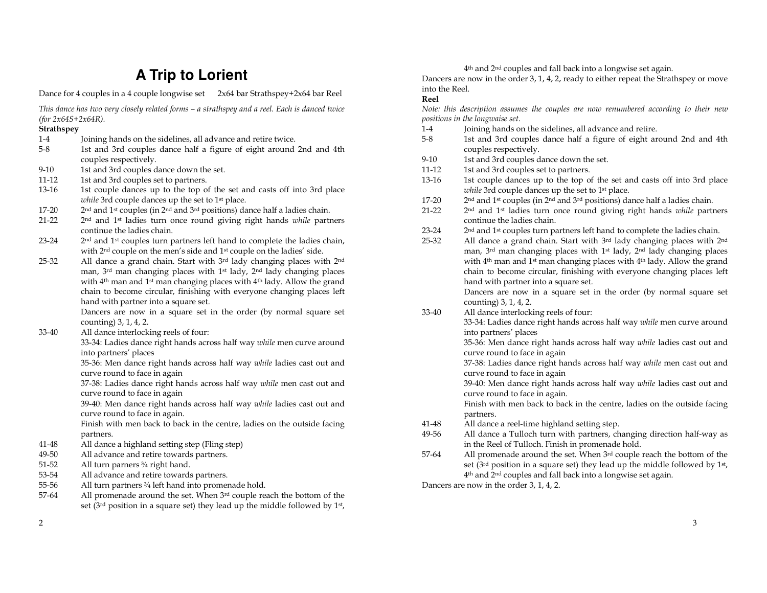# A Trip to Lorient

Dance for 4 couples in a 4 couple longwise set 2x64 bar Strathspey+2x64 bar Reel

*This dance has two very closely related forms – a strathspey and a reel. Each is danced twice (for 2x64S+2x64R).*

**Strathspey**

| | |
|---|---|
| 1-4 | Joining hands on the sidelines, all advance and retire twice. |
| 5-8 | 1st and 3rd couples dance half a figure of eight around 2nd and 4th couples respectively. |
| 9-10 | 1st and 3rd couples dance down the set. |
| 11-12 | 1st and 3rd couples set to partners. |
| 13-16 | 1st couple dances up to the top of the set and casts off into 3rd place *while* 3rd couple dances up the set to 1st place. |
| 17-20 | 2nd and 1st couples (in 2nd and 3rd positions) dance half a ladies chain. |
| 21-22 | 2nd and 1st ladies turn once round giving right hands *while* partners continue the ladies chain. |
| 23-24 | 2nd and 1st couples turn partners left hand to complete the ladies chain, with 2nd couple on the men's side and 1st couple on the ladies' side. |
| 25-32 | All dance a grand chain. Start with 3rd lady changing places with 2nd man, 3rd man changing places with 1st lady, 2nd lady changing places with 4th man and 1st man changing places with 4th lady. Allow the grand chain to become circular, finishing with everyone changing places left hand with partner into a square set. Dancers are now in a square set in the order (by normal square set counting) 3, 1, 4, 2. |
| 33-40 | All dance interlocking reels of four: 33-34: Ladies dance right hands across half way *while* men curve around into partners' places 35-36: Men dance right hands across half way *while* ladies cast out and curve round to face in again 37-38: Ladies dance right hands across half way *while* men cast out and curve round to face in again 39-40: Men dance right hands across half way *while* ladies cast out and curve round to face in again. Finish with men back to back in the centre, ladies on the outside facing partners. |
| 41-48 | All dance a highland setting step (Fling step) |
| 49-50 | All advance and retire towards partners. |
| 51-52 | All turn parners ¾ right hand. |
| 53-54 | All advance and retire towards partners. |
| 55-56 | All turn partners ¾ left hand into promenade hold. |
| 57-64 | All promenade around the set. When 3rd couple reach the bottom of the set (3rd position in a square set) they lead up the middle followed by 1st, 4th and 2nd couples and fall back into a longwise set again. |

Dancers are now in the order 3, 1, 4, 2, ready to either repeat the Strathspey or move into the Reel.

**Reel**

*Note: this description assumes the couples are now renumbered according to their new positions in the longwise set.*

| | |
|---|---|
| 1-4 | Joining hands on the sidelines, all advance and retire. |
| 5-8 | 1st and 3rd couples dance half a figure of eight around 2nd and 4th couples respectively. |
| 9-10 | 1st and 3rd couples dance down the set. |
| 11-12 | 1st and 3rd couples set to partners. |
| 13-16 | 1st couple dances up to the top of the set and casts off into 3rd place *while* 3rd couple dances up the set to 1st place. |
| 17-20 | 2nd and 1st couples (in 2nd and 3rd positions) dance half a ladies chain. |
| 21-22 | 2nd and 1st ladies turn once round giving right hands *while* partners continue the ladies chain. |
| 23-24 | 2nd and 1st couples turn partners left hand to complete the ladies chain. |
| 25-32 | All dance a grand chain. Start with 3rd lady changing places with 2nd man, 3rd man changing places with 1st lady, 2nd lady changing places with 4th man and 1st man changing places with 4th lady. Allow the grand chain to become circular, finishing with everyone changing places left hand with partner into a square set. Dancers are now in a square set in the order (by normal square set counting) 3, 1, 4, 2. |
| 33-40 | All dance interlocking reels of four: 33-34: Ladies dance right hands across half way *while* men curve around into partners' places 35-36: Men dance right hands across half way *while* ladies cast out and curve round to face in again 37-38: Ladies dance right hands across half way *while* men cast out and curve round to face in again 39-40: Men dance right hands across half way *while* ladies cast out and curve round to face in again. Finish with men back to back in the centre, ladies on the outside facing partners. |
| 41-48 | All dance a reel-time highland setting step. |
| 49-56 | All dance a Tulloch turn with partners, changing direction half-way as in the Reel of Tulloch. Finish in promenade hold. |
| 57-64 | All promenade around the set. When 3rd couple reach the bottom of the set (3rd position in a square set) they lead up the middle followed by 1st, 4th and 2nd couples and fall back into a longwise set again. |

Dancers are now in the order 3, 1, 4, 2.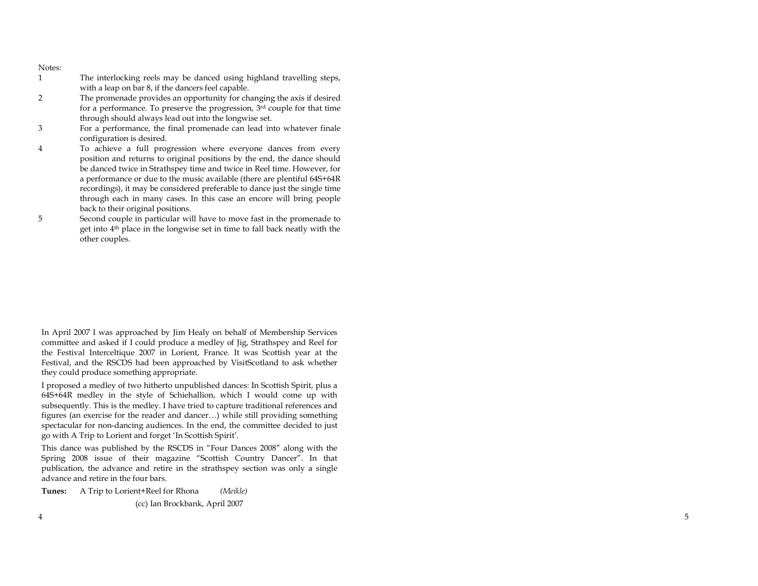Notes:

1. The interlocking reels may be danced using highland travelling steps, with a leap on bar 8, if the dancers feel capable.
2. The promenade provides an opportunity for changing the axis if desired for a performance. To preserve the progression, 3rd couple for that time through should always lead out into the longwise set.
3. For a performance, the final promenade can lead into whatever finale configuration is desired.
4. To achieve a full progression where everyone dances from every position and returns to original positions by the end, the dance should be danced twice in Strathspey time and twice in Reel time. However, for a performance or due to the music available (there are plentiful 64S+64R recordings), it may be considered preferable to dance just the single time through each in many cases. In this case an encore will bring people back to their original positions.
5. Second couple in particular will have to move fast in the promenade to get into 4th place in the longwise set in time to fall back neatly with the other couples.

In April 2007 I was approached by Jim Healy on behalf of Membership Services committee and asked if I could produce a medley of Jig, Strathspey and Reel for the Festival Interceltique 2007 in Lorient, France. It was Scottish year at the Festival, and the RSCDS had been approached by VisitScotland to ask whether they could produce something appropriate.

I proposed a medley of two hitherto unpublished dances: In Scottish Spirit, plus a 64S+64R medley in the style of Schiehallion, which I would come up with subsequently. This is the medley. I have tried to capture traditional references and figures (an exercise for the reader and dancer…) while still providing something spectacular for non-dancing audiences. In the end, the committee decided to just go with A Trip to Lorient and forget 'In Scottish Spirit'.

This dance was published by the RSCDS in "Four Dances 2008" along with the Spring 2008 issue of their magazine "Scottish Country Dancer". In that publication, the advance and retire in the strathspey section was only a single advance and retire in the four bars.

**Tunes:** A Trip to Lorient+Reel for Rhona *(Meikle)*

(cc) Ian Brockbank, April 2007